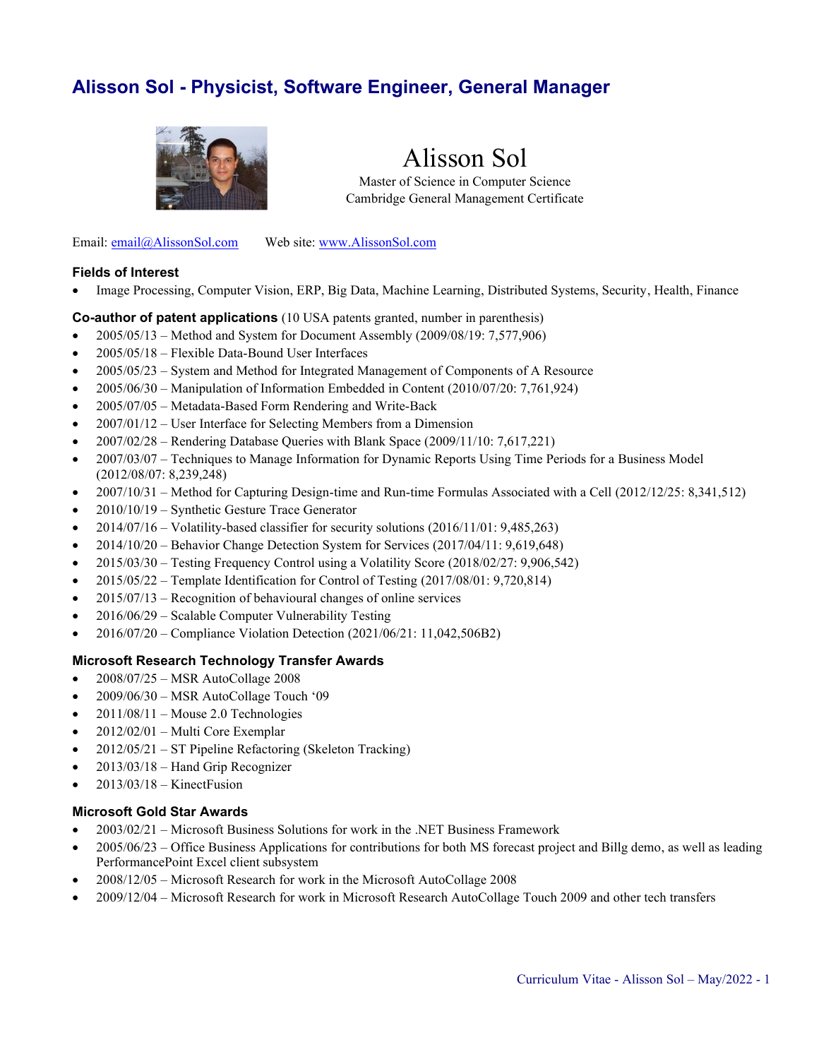# Alisson Sol - Physicist, Software Engineer, General Manager

**Alisson Sol**

Master of Science in Computer Science
Cambridge General Management Certificate

Email: email@AlissonSol.com     Web site: www.AlissonSol.com

### Fields of Interest

- Image Processing, Computer Vision, ERP, Big Data, Machine Learning, Distributed Systems, Security, Health, Finance

### Co-author of patent applications (10 USA patents granted, number in parenthesis)

- 2005/05/13 – Method and System for Document Assembly (2009/08/19: 7,577,906)
- 2005/05/18 – Flexible Data-Bound User Interfaces
- 2005/05/23 – System and Method for Integrated Management of Components of A Resource
- 2005/06/30 – Manipulation of Information Embedded in Content (2010/07/20: 7,761,924)
- 2005/07/05 – Metadata-Based Form Rendering and Write-Back
- 2007/01/12 – User Interface for Selecting Members from a Dimension
- 2007/02/28 – Rendering Database Queries with Blank Space (2009/11/10: 7,617,221)
- 2007/03/07 – Techniques to Manage Information for Dynamic Reports Using Time Periods for a Business Model (2012/08/07: 8,239,248)
- 2007/10/31 – Method for Capturing Design-time and Run-time Formulas Associated with a Cell (2012/12/25: 8,341,512)
- 2010/10/19 – Synthetic Gesture Trace Generator
- 2014/07/16 – Volatility-based classifier for security solutions (2016/11/01: 9,485,263)
- 2014/10/20 – Behavior Change Detection System for Services (2017/04/11: 9,619,648)
- 2015/03/30 – Testing Frequency Control using a Volatility Score (2018/02/27: 9,906,542)
- 2015/05/22 – Template Identification for Control of Testing (2017/08/01: 9,720,814)
- 2015/07/13 – Recognition of behavioural changes of online services
- 2016/06/29 – Scalable Computer Vulnerability Testing
- 2016/07/20 – Compliance Violation Detection (2021/06/21: 11,042,506B2)

### Microsoft Research Technology Transfer Awards

- 2008/07/25 – MSR AutoCollage 2008
- 2009/06/30 – MSR AutoCollage Touch '09
- 2011/08/11 – Mouse 2.0 Technologies
- 2012/02/01 – Multi Core Exemplar
- 2012/05/21 – ST Pipeline Refactoring (Skeleton Tracking)
- 2013/03/18 – Hand Grip Recognizer
- 2013/03/18 – KinectFusion

### Microsoft Gold Star Awards

- 2003/02/21 – Microsoft Business Solutions for work in the .NET Business Framework
- 2005/06/23 – Office Business Applications for contributions for both MS forecast project and Billg demo, as well as leading PerformancePoint Excel client subsystem
- 2008/12/05 – Microsoft Research for work in the Microsoft AutoCollage 2008
- 2009/12/04 – Microsoft Research for work in Microsoft Research AutoCollage Touch 2009 and other tech transfers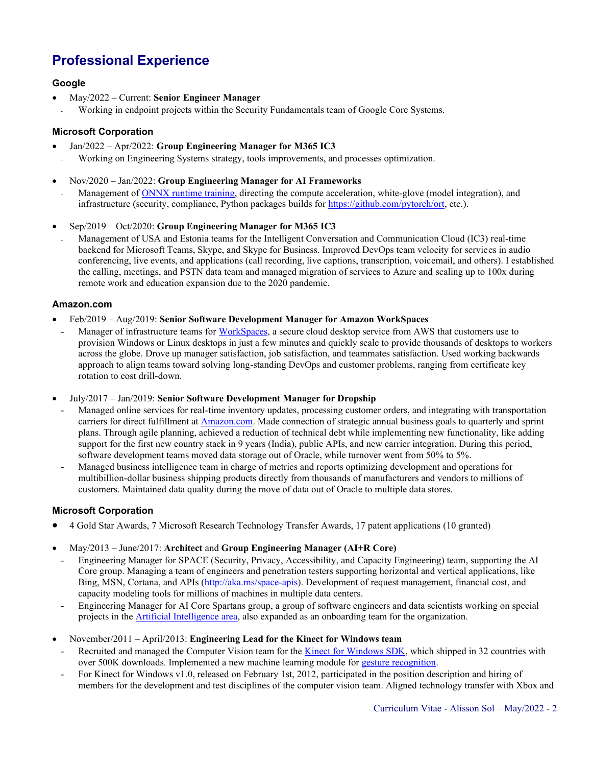# Professional Experience

### Google

- May/2022 – Current: **Senior Engineer Manager**
  - Working in endpoint projects within the Security Fundamentals team of Google Core Systems.

### Microsoft Corporation

- Jan/2022 – Apr/2022: **Group Engineering Manager for M365 IC3**
  - Working on Engineering Systems strategy, tools improvements, and processes optimization.

- Nov/2020 – Jan/2022: **Group Engineering Manager for AI Frameworks**
  - Management of [ONNX runtime training](https://github.com/pytorch/ort), directing the compute acceleration, white-glove (model integration), and infrastructure (security, compliance, Python packages builds for https://github.com/pytorch/ort, etc.).

- Sep/2019 – Oct/2020: **Group Engineering Manager for M365 IC3**
  - Management of USA and Estonia teams for the Intelligent Conversation and Communication Cloud (IC3) real-time backend for Microsoft Teams, Skype, and Skype for Business. Improved DevOps team velocity for services in audio conferencing, live events, and applications (call recording, live captions, transcription, voicemail, and others). I established the calling, meetings, and PSTN data team and managed migration of services to Azure and scaling up to 100x during remote work and education expansion due to the 2020 pandemic.

### Amazon.com

- Feb/2019 – Aug/2019: **Senior Software Development Manager for Amazon WorkSpaces**
  - Manager of infrastructure teams for WorkSpaces, a secure cloud desktop service from AWS that customers use to provision Windows or Linux desktops in just a few minutes and quickly scale to provide thousands of desktops to workers across the globe. Drove up manager satisfaction, job satisfaction, and teammates satisfaction. Used working backwards approach to align teams toward solving long-standing DevOps and customer problems, ranging from certificate key rotation to cost drill-down.

- July/2017 – Jan/2019: **Senior Software Development Manager for Dropship**
  - Managed online services for real-time inventory updates, processing customer orders, and integrating with transportation carriers for direct fulfillment at Amazon.com. Made connection of strategic annual business goals to quarterly and sprint plans. Through agile planning, achieved a reduction of technical debt while implementing new functionality, like adding support for the first new country stack in 9 years (India), public APIs, and new carrier integration. During this period, software development teams moved data storage out of Oracle, while turnover went from 50% to 5%.
  - Managed business intelligence team in charge of metrics and reports optimizing development and operations for multibillion-dollar business shipping products directly from thousands of manufacturers and vendors to millions of customers. Maintained data quality during the move of data out of Oracle to multiple data stores.

### Microsoft Corporation

- 4 Gold Star Awards, 7 Microsoft Research Technology Transfer Awards, 17 patent applications (10 granted)

- May/2013 – June/2017: **Architect** and **Group Engineering Manager (AI+R Core)**
  - Engineering Manager for SPACE (Security, Privacy, Accessibility, and Capacity Engineering) team, supporting the AI Core group. Managing a team of engineers and penetration testers supporting horizontal and vertical applications, like Bing, MSN, Cortana, and APIs (http://aka.ms/space-apis). Development of request management, financial cost, and capacity modeling tools for millions of machines in multiple data centers.
  - Engineering Manager for AI Core Spartans group, a group of software engineers and data scientists working on special projects in the Artificial Intelligence area, also expanded as an onboarding team for the organization.

- November/2011 – April/2013: **Engineering Lead for the Kinect for Windows team**
  - Recruited and managed the Computer Vision team for the Kinect for Windows SDK, which shipped in 32 countries with over 500K downloads. Implemented a new machine learning module for gesture recognition.
  - For Kinect for Windows v1.0, released on February 1st, 2012, participated in the position description and hiring of members for the development and test disciplines of the computer vision team. Aligned technology transfer with Xbox and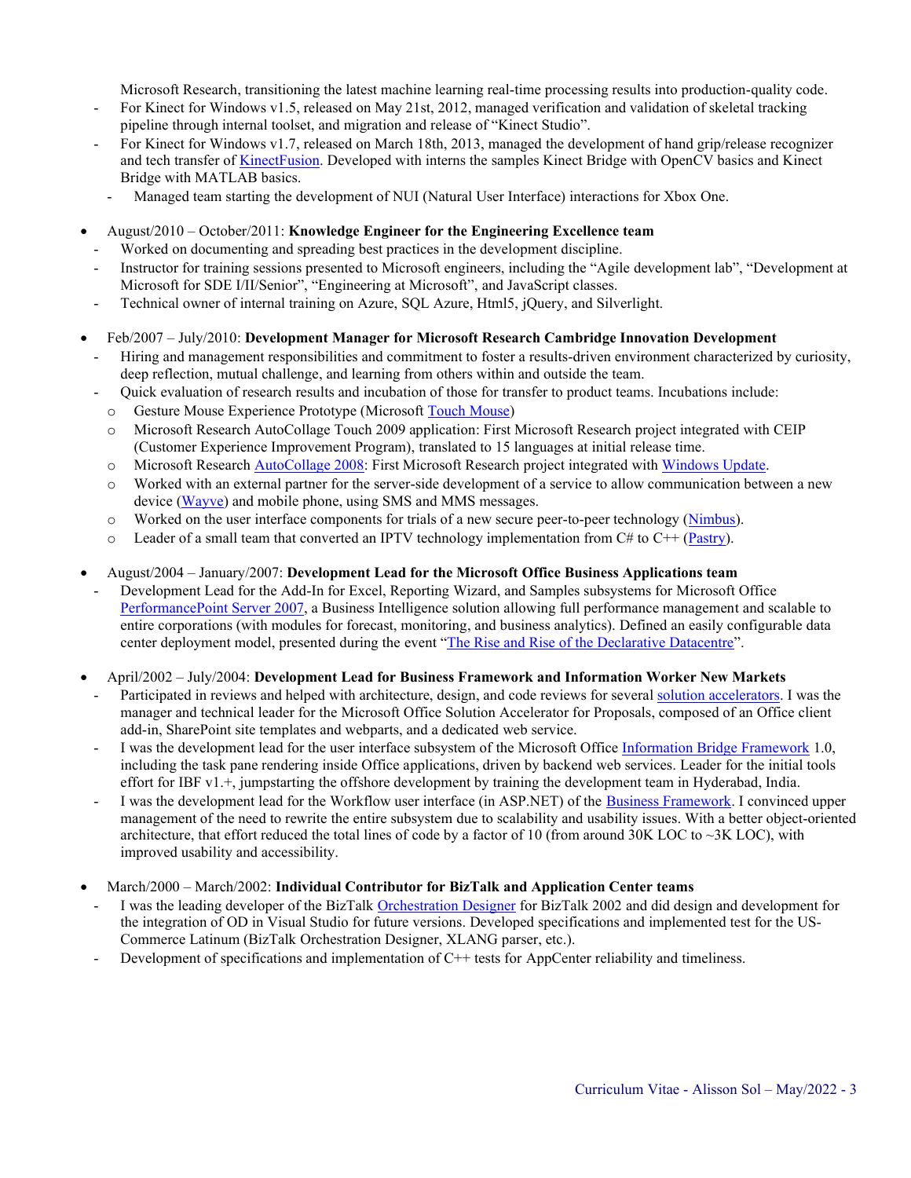Microsoft Research, transitioning the latest machine learning real-time processing results into production-quality code.

- For Kinect for Windows v1.5, released on May 21st, 2012, managed verification and validation of skeletal tracking pipeline through internal toolset, and migration and release of "Kinect Studio".
- For Kinect for Windows v1.7, released on March 18th, 2013, managed the development of hand grip/release recognizer and tech transfer of KinectFusion. Developed with interns the samples Kinect Bridge with OpenCV basics and Kinect Bridge with MATLAB basics.
  - Managed team starting the development of NUI (Natural User Interface) interactions for Xbox One.

- August/2010 – October/2011: **Knowledge Engineer for the Engineering Excellence team**
  - Worked on documenting and spreading best practices in the development discipline.
  - Instructor for training sessions presented to Microsoft engineers, including the "Agile development lab", "Development at Microsoft for SDE I/II/Senior", "Engineering at Microsoft", and JavaScript classes.
  - Technical owner of internal training on Azure, SQL Azure, Html5, jQuery, and Silverlight.

- Feb/2007 – July/2010: **Development Manager for Microsoft Research Cambridge Innovation Development**
  - Hiring and management responsibilities and commitment to foster a results-driven environment characterized by curiosity, deep reflection, mutual challenge, and learning from others within and outside the team.
  - Quick evaluation of research results and incubation of those for transfer to product teams. Incubations include:
    - Gesture Mouse Experience Prototype (Microsoft Touch Mouse)
    - Microsoft Research AutoCollage Touch 2009 application: First Microsoft Research project integrated with CEIP (Customer Experience Improvement Program), translated to 15 languages at initial release time.
    - Microsoft Research AutoCollage 2008: First Microsoft Research project integrated with Windows Update.
    - Worked with an external partner for the server-side development of a service to allow communication between a new device (Wayve) and mobile phone, using SMS and MMS messages.
    - Worked on the user interface components for trials of a new secure peer-to-peer technology (Nimbus).
    - Leader of a small team that converted an IPTV technology implementation from C# to C++ (Pastry).

- August/2004 – January/2007: **Development Lead for the Microsoft Office Business Applications team**
  - Development Lead for the Add-In for Excel, Reporting Wizard, and Samples subsystems for Microsoft Office PerformancePoint Server 2007, a Business Intelligence solution allowing full performance management and scalable to entire corporations (with modules for forecast, monitoring, and business analytics). Defined an easily configurable data center deployment model, presented during the event "The Rise and Rise of the Declarative Datacentre".

- April/2002 – July/2004: **Development Lead for Business Framework and Information Worker New Markets**
  - Participated in reviews and helped with architecture, design, and code reviews for several solution accelerators. I was the manager and technical leader for the Microsoft Office Solution Accelerator for Proposals, composed of an Office client add-in, SharePoint site templates and webparts, and a dedicated web service.
  - I was the development lead for the user interface subsystem of the Microsoft Office Information Bridge Framework 1.0, including the task pane rendering inside Office applications, driven by backend web services. Leader for the initial tools effort for IBF v1.+, jumpstarting the offshore development by training the development team in Hyderabad, India.
  - I was the development lead for the Workflow user interface (in ASP.NET) of the Business Framework. I convinced upper management of the need to rewrite the entire subsystem due to scalability and usability issues. With a better object-oriented architecture, that effort reduced the total lines of code by a factor of 10 (from around 30K LOC to ~3K LOC), with improved usability and accessibility.

- March/2000 – March/2002: **Individual Contributor for BizTalk and Application Center teams**
  - I was the leading developer of the BizTalk Orchestration Designer for BizTalk 2002 and did design and development for the integration of OD in Visual Studio for future versions. Developed specifications and implemented test for the US-Commerce Latinum (BizTalk Orchestration Designer, XLANG parser, etc.).
  - Development of specifications and implementation of C++ tests for AppCenter reliability and timeliness.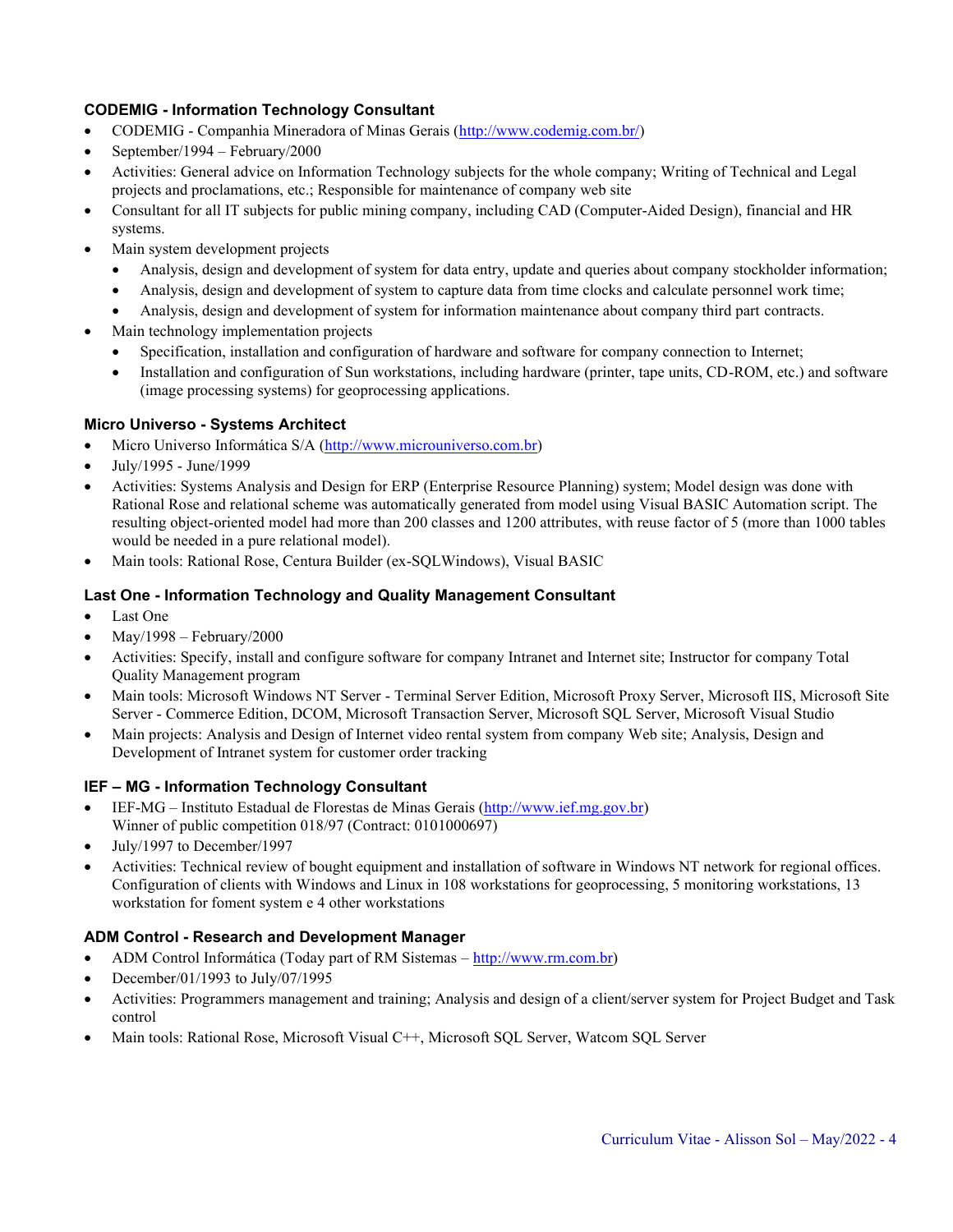### CODEMIG - Information Technology Consultant

- CODEMIG - Companhia Mineradora of Minas Gerais (http://www.codemig.com.br/)
- September/1994 – February/2000
- Activities: General advice on Information Technology subjects for the whole company; Writing of Technical and Legal projects and proclamations, etc.; Responsible for maintenance of company web site
- Consultant for all IT subjects for public mining company, including CAD (Computer-Aided Design), financial and HR systems.
- Main system development projects
  - Analysis, design and development of system for data entry, update and queries about company stockholder information;
  - Analysis, design and development of system to capture data from time clocks and calculate personnel work time;
  - Analysis, design and development of system for information maintenance about company third part contracts.
- Main technology implementation projects
  - Specification, installation and configuration of hardware and software for company connection to Internet;
  - Installation and configuration of Sun workstations, including hardware (printer, tape units, CD-ROM, etc.) and software (image processing systems) for geoprocessing applications.

### Micro Universo - Systems Architect

- Micro Universo Informática S/A (http://www.microuniverso.com.br)
- July/1995 - June/1999
- Activities: Systems Analysis and Design for ERP (Enterprise Resource Planning) system; Model design was done with Rational Rose and relational scheme was automatically generated from model using Visual BASIC Automation script. The resulting object-oriented model had more than 200 classes and 1200 attributes, with reuse factor of 5 (more than 1000 tables would be needed in a pure relational model).
- Main tools: Rational Rose, Centura Builder (ex-SQLWindows), Visual BASIC

### Last One - Information Technology and Quality Management Consultant

- Last One
- May/1998 – February/2000
- Activities: Specify, install and configure software for company Intranet and Internet site; Instructor for company Total Quality Management program
- Main tools: Microsoft Windows NT Server - Terminal Server Edition, Microsoft Proxy Server, Microsoft IIS, Microsoft Site Server - Commerce Edition, DCOM, Microsoft Transaction Server, Microsoft SQL Server, Microsoft Visual Studio
- Main projects: Analysis and Design of Internet video rental system from company Web site; Analysis, Design and Development of Intranet system for customer order tracking

### IEF – MG - Information Technology Consultant

- IEF-MG – Instituto Estadual de Florestas de Minas Gerais (http://www.ief.mg.gov.br)
  Winner of public competition 018/97 (Contract: 0101000697)
- July/1997 to December/1997
- Activities: Technical review of bought equipment and installation of software in Windows NT network for regional offices. Configuration of clients with Windows and Linux in 108 workstations for geoprocessing, 5 monitoring workstations, 13 workstation for foment system e 4 other workstations

### ADM Control - Research and Development Manager

- ADM Control Informática (Today part of RM Sistemas – http://www.rm.com.br)
- December/01/1993 to July/07/1995
- Activities: Programmers management and training; Analysis and design of a client/server system for Project Budget and Task control
- Main tools: Rational Rose, Microsoft Visual C++, Microsoft SQL Server, Watcom SQL Server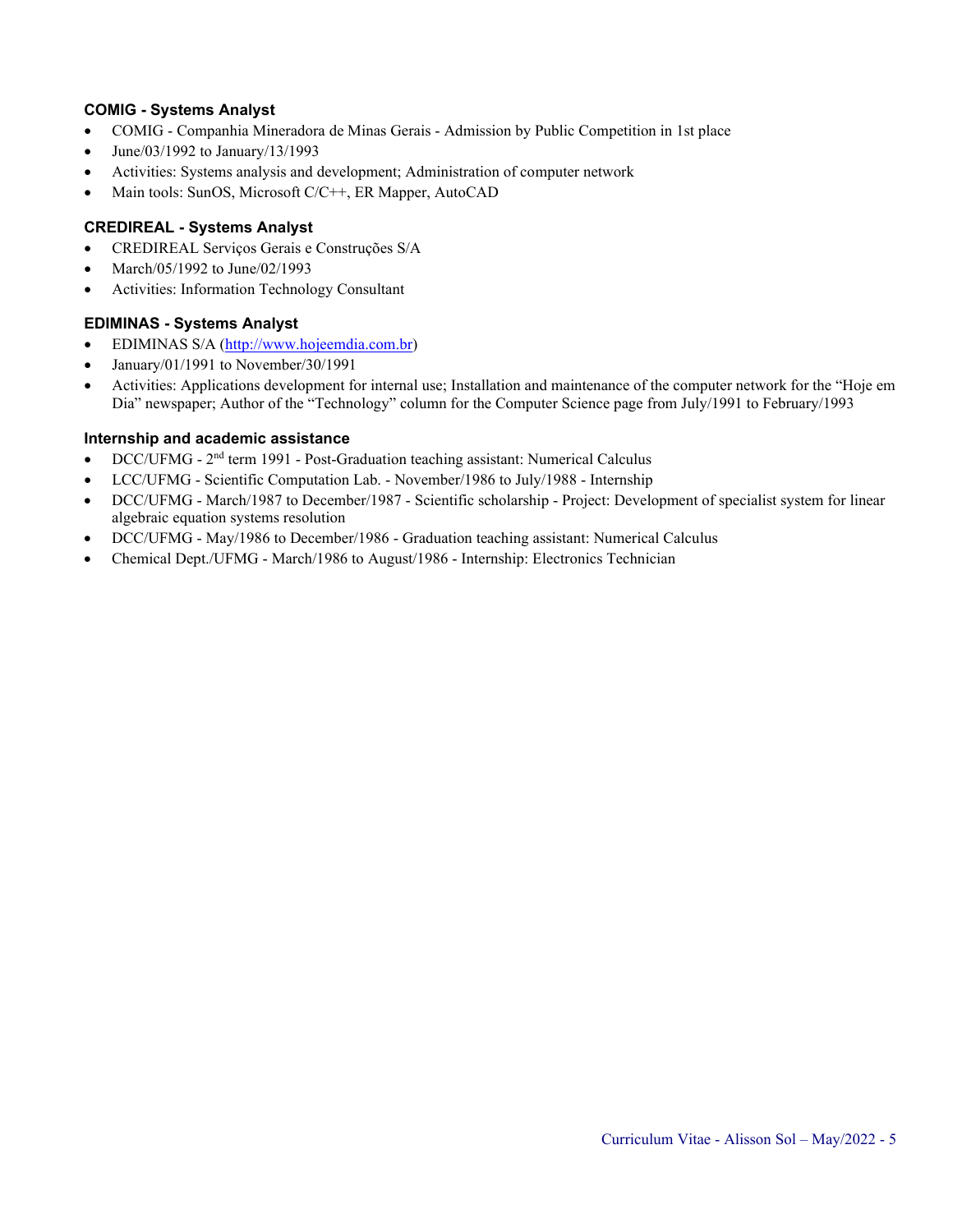### COMIG - Systems Analyst

- COMIG - Companhia Mineradora de Minas Gerais - Admission by Public Competition in 1st place
- June/03/1992 to January/13/1993
- Activities: Systems analysis and development; Administration of computer network
- Main tools: SunOS, Microsoft C/C++, ER Mapper, AutoCAD

### CREDIREAL - Systems Analyst

- CREDIREAL Serviços Gerais e Construções S/A
- March/05/1992 to June/02/1993
- Activities: Information Technology Consultant

### EDIMINAS - Systems Analyst

- EDIMINAS S/A (http://www.hojeemdia.com.br)
- January/01/1991 to November/30/1991
- Activities: Applications development for internal use; Installation and maintenance of the computer network for the "Hoje em Dia" newspaper; Author of the "Technology" column for the Computer Science page from July/1991 to February/1993

### Internship and academic assistance

- DCC/UFMG - 2nd term 1991 - Post-Graduation teaching assistant: Numerical Calculus
- LCC/UFMG - Scientific Computation Lab. - November/1986 to July/1988 - Internship
- DCC/UFMG - March/1987 to December/1987 - Scientific scholarship - Project: Development of specialist system for linear algebraic equation systems resolution
- DCC/UFMG - May/1986 to December/1986 - Graduation teaching assistant: Numerical Calculus
- Chemical Dept./UFMG - March/1986 to August/1986 - Internship: Electronics Technician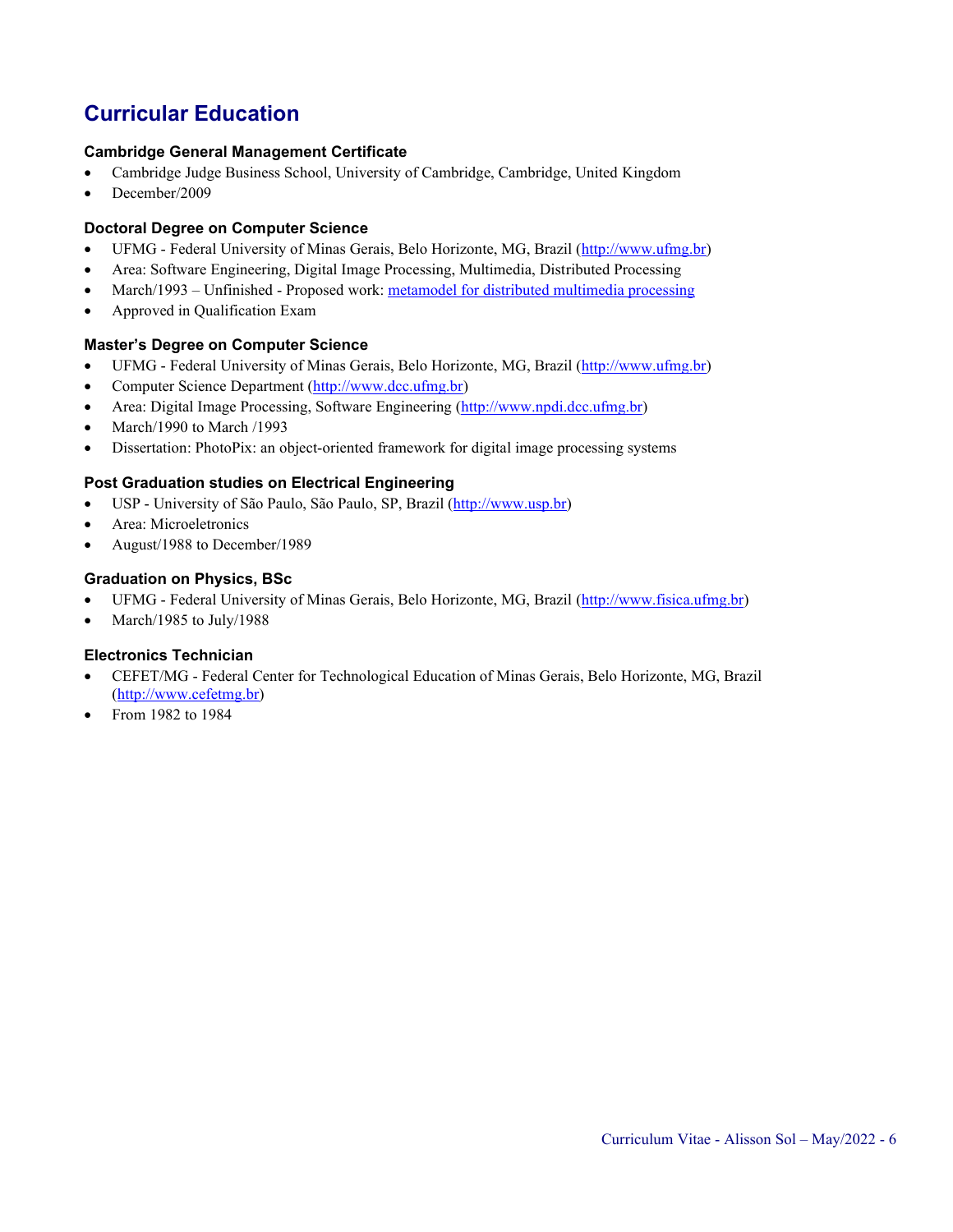## Curricular Education

### Cambridge General Management Certificate

- Cambridge Judge Business School, University of Cambridge, Cambridge, United Kingdom
- December/2009

### Doctoral Degree on Computer Science

- UFMG - Federal University of Minas Gerais, Belo Horizonte, MG, Brazil (http://www.ufmg.br)
- Area: Software Engineering, Digital Image Processing, Multimedia, Distributed Processing
- March/1993 – Unfinished - Proposed work: metamodel for distributed multimedia processing
- Approved in Qualification Exam

### Master's Degree on Computer Science

- UFMG - Federal University of Minas Gerais, Belo Horizonte, MG, Brazil (http://www.ufmg.br)
- Computer Science Department (http://www.dcc.ufmg.br)
- Area: Digital Image Processing, Software Engineering (http://www.npdi.dcc.ufmg.br)
- March/1990 to March /1993
- Dissertation: PhotoPix: an object-oriented framework for digital image processing systems

### Post Graduation studies on Electrical Engineering

- USP - University of São Paulo, São Paulo, SP, Brazil (http://www.usp.br)
- Area: Microeletronics
- August/1988 to December/1989

### Graduation on Physics, BSc

- UFMG - Federal University of Minas Gerais, Belo Horizonte, MG, Brazil (http://www.fisica.ufmg.br)
- March/1985 to July/1988

### Electronics Technician

- CEFET/MG - Federal Center for Technological Education of Minas Gerais, Belo Horizonte, MG, Brazil (http://www.cefetmg.br)
- From 1982 to 1984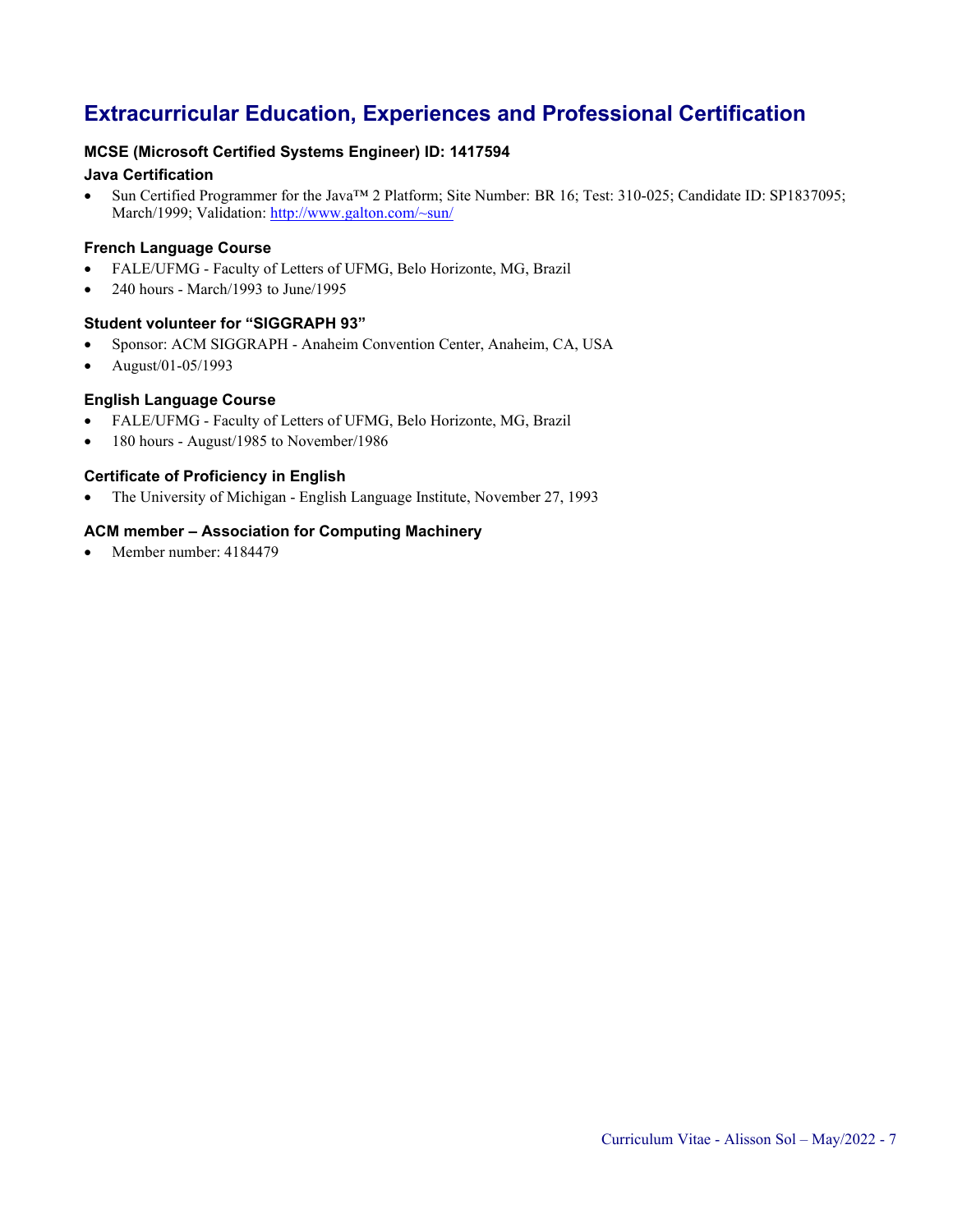## Extracurricular Education, Experiences and Professional Certification

**MCSE (Microsoft Certified Systems Engineer) ID: 1417594**

**Java Certification**

- Sun Certified Programmer for the Java™ 2 Platform; Site Number: BR 16; Test: 310-025; Candidate ID: SP1837095; March/1999; Validation: http://www.galton.com/~sun/

**French Language Course**

- FALE/UFMG - Faculty of Letters of UFMG, Belo Horizonte, MG, Brazil
- 240 hours - March/1993 to June/1995

**Student volunteer for "SIGGRAPH 93"**

- Sponsor: ACM SIGGRAPH - Anaheim Convention Center, Anaheim, CA, USA
- August/01-05/1993

**English Language Course**

- FALE/UFMG - Faculty of Letters of UFMG, Belo Horizonte, MG, Brazil
- 180 hours - August/1985 to November/1986

**Certificate of Proficiency in English**

- The University of Michigan - English Language Institute, November 27, 1993

**ACM member – Association for Computing Machinery**

- Member number: 4184479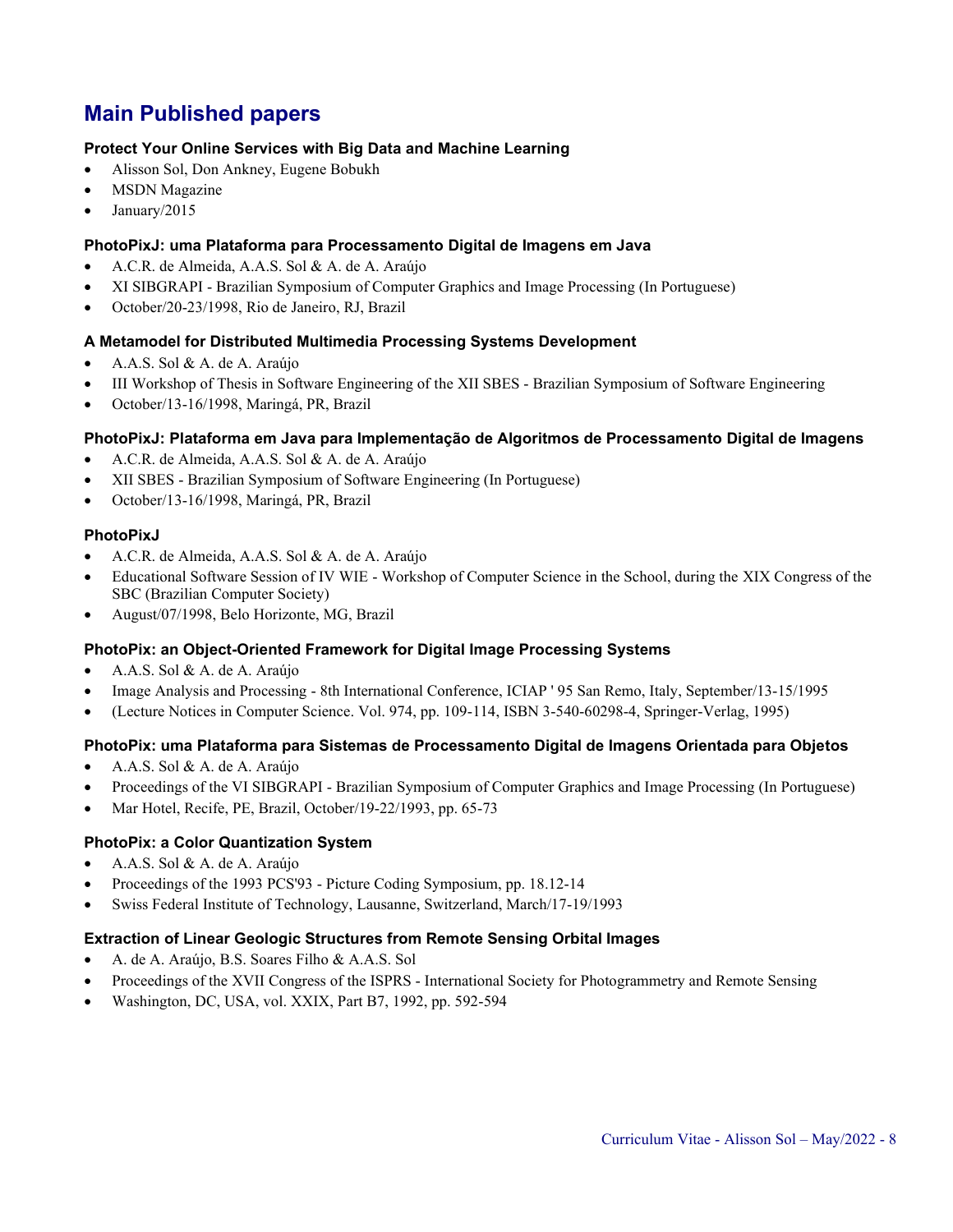## Main Published papers

### Protect Your Online Services with Big Data and Machine Learning

- Alisson Sol, Don Ankney, Eugene Bobukh
- MSDN Magazine
- January/2015

### PhotoPixJ: uma Plataforma para Processamento Digital de Imagens em Java

- A.C.R. de Almeida, A.A.S. Sol & A. de A. Araújo
- XI SIBGRAPI - Brazilian Symposium of Computer Graphics and Image Processing (In Portuguese)
- October/20-23/1998, Rio de Janeiro, RJ, Brazil

### A Metamodel for Distributed Multimedia Processing Systems Development

- A.A.S. Sol & A. de A. Araújo
- III Workshop of Thesis in Software Engineering of the XII SBES - Brazilian Symposium of Software Engineering
- October/13-16/1998, Maringá, PR, Brazil

### PhotoPixJ: Plataforma em Java para Implementação de Algoritmos de Processamento Digital de Imagens

- A.C.R. de Almeida, A.A.S. Sol & A. de A. Araújo
- XII SBES - Brazilian Symposium of Software Engineering (In Portuguese)
- October/13-16/1998, Maringá, PR, Brazil

### PhotoPixJ

- A.C.R. de Almeida, A.A.S. Sol & A. de A. Araújo
- Educational Software Session of IV WIE - Workshop of Computer Science in the School, during the XIX Congress of the SBC (Brazilian Computer Society)
- August/07/1998, Belo Horizonte, MG, Brazil

### PhotoPix: an Object-Oriented Framework for Digital Image Processing Systems

- A.A.S. Sol & A. de A. Araújo
- Image Analysis and Processing - 8th International Conference, ICIAP ' 95 San Remo, Italy, September/13-15/1995
- (Lecture Notices in Computer Science. Vol. 974, pp. 109-114, ISBN 3-540-60298-4, Springer-Verlag, 1995)

### PhotoPix: uma Plataforma para Sistemas de Processamento Digital de Imagens Orientada para Objetos

- A.A.S. Sol & A. de A. Araújo
- Proceedings of the VI SIBGRAPI - Brazilian Symposium of Computer Graphics and Image Processing (In Portuguese)
- Mar Hotel, Recife, PE, Brazil, October/19-22/1993, pp. 65-73

### PhotoPix: a Color Quantization System

- A.A.S. Sol & A. de A. Araújo
- Proceedings of the 1993 PCS'93 - Picture Coding Symposium, pp. 18.12-14
- Swiss Federal Institute of Technology, Lausanne, Switzerland, March/17-19/1993

### Extraction of Linear Geologic Structures from Remote Sensing Orbital Images

- A. de A. Araújo, B.S. Soares Filho & A.A.S. Sol
- Proceedings of the XVII Congress of the ISPRS - International Society for Photogrammetry and Remote Sensing
- Washington, DC, USA, vol. XXIX, Part B7, 1992, pp. 592-594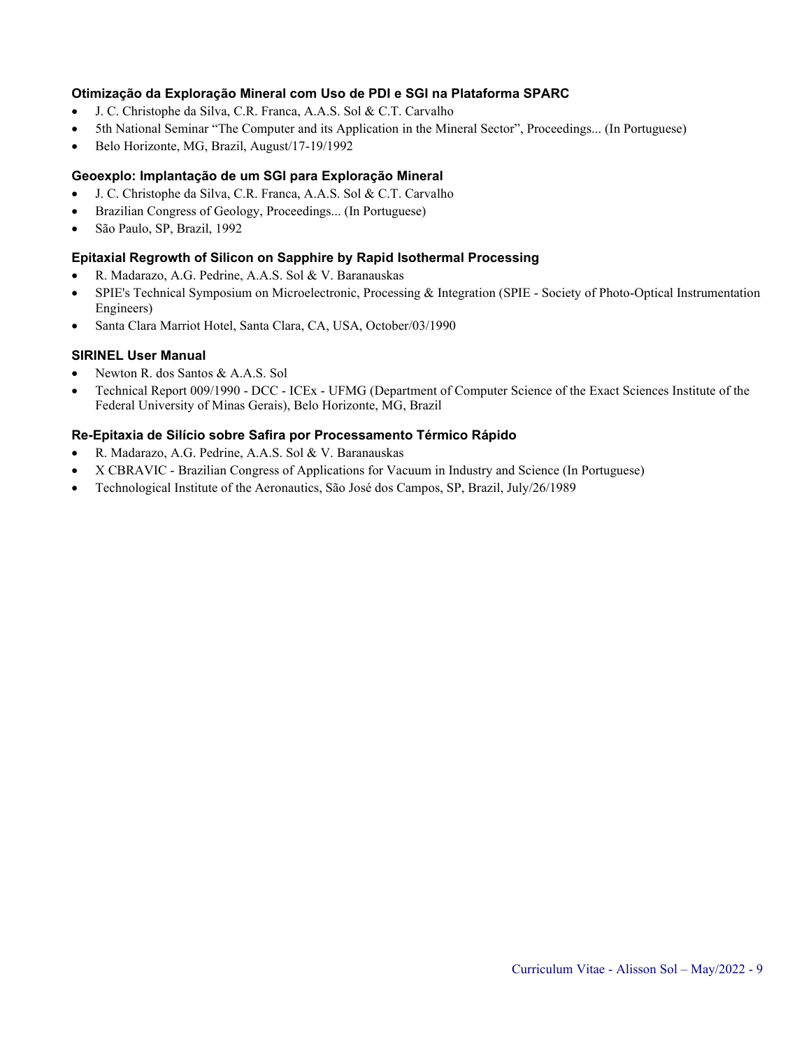### Otimização da Exploração Mineral com Uso de PDI e SGI na Plataforma SPARC

- J. C. Christophe da Silva, C.R. Franca, A.A.S. Sol & C.T. Carvalho
- 5th National Seminar "The Computer and its Application in the Mineral Sector", Proceedings... (In Portuguese)
- Belo Horizonte, MG, Brazil, August/17-19/1992

### Geoexplo: Implantação de um SGI para Exploração Mineral

- J. C. Christophe da Silva, C.R. Franca, A.A.S. Sol & C.T. Carvalho
- Brazilian Congress of Geology, Proceedings... (In Portuguese)
- São Paulo, SP, Brazil, 1992

### Epitaxial Regrowth of Silicon on Sapphire by Rapid Isothermal Processing

- R. Madarazo, A.G. Pedrine, A.A.S. Sol & V. Baranauskas
- SPIE's Technical Symposium on Microelectronic, Processing & Integration (SPIE - Society of Photo-Optical Instrumentation Engineers)
- Santa Clara Marriot Hotel, Santa Clara, CA, USA, October/03/1990

### SIRINEL User Manual

- Newton R. dos Santos & A.A.S. Sol
- Technical Report 009/1990 - DCC - ICEx - UFMG (Department of Computer Science of the Exact Sciences Institute of the Federal University of Minas Gerais), Belo Horizonte, MG, Brazil

### Re-Epitaxia de Silício sobre Safira por Processamento Térmico Rápido

- R. Madarazo, A.G. Pedrine, A.A.S. Sol & V. Baranauskas
- X CBRAVIC - Brazilian Congress of Applications for Vacuum in Industry and Science (In Portuguese)
- Technological Institute of the Aeronautics, São José dos Campos, SP, Brazil, July/26/1989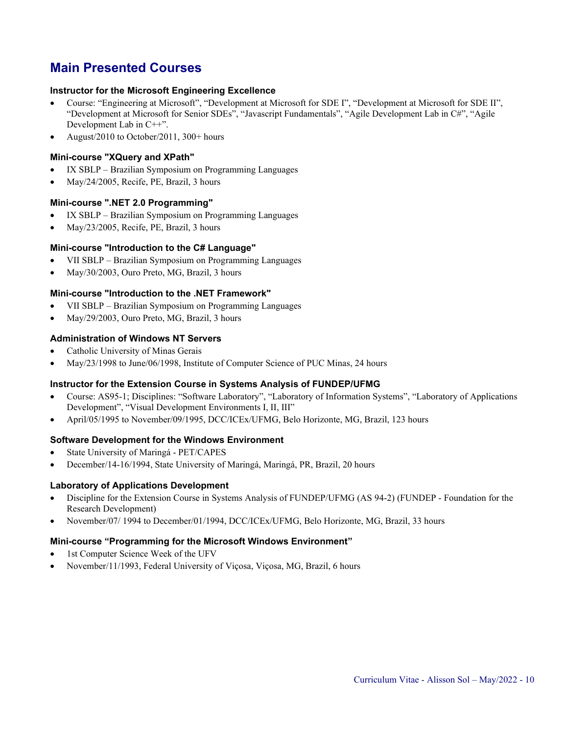## Main Presented Courses

### Instructor for the Microsoft Engineering Excellence

- Course: “Engineering at Microsoft”, “Development at Microsoft for SDE I”, “Development at Microsoft for SDE II”, “Development at Microsoft for Senior SDEs”, “Javascript Fundamentals”, “Agile Development Lab in C#”, “Agile Development Lab in C++”.
- August/2010 to October/2011, 300+ hours

### Mini-course "XQuery and XPath"

- IX SBLP – Brazilian Symposium on Programming Languages
- May/24/2005, Recife, PE, Brazil, 3 hours

### Mini-course ".NET 2.0 Programming"

- IX SBLP – Brazilian Symposium on Programming Languages
- May/23/2005, Recife, PE, Brazil, 3 hours

### Mini-course "Introduction to the C# Language"

- VII SBLP – Brazilian Symposium on Programming Languages
- May/30/2003, Ouro Preto, MG, Brazil, 3 hours

### Mini-course "Introduction to the .NET Framework"

- VII SBLP – Brazilian Symposium on Programming Languages
- May/29/2003, Ouro Preto, MG, Brazil, 3 hours

### Administration of Windows NT Servers

- Catholic University of Minas Gerais
- May/23/1998 to June/06/1998, Institute of Computer Science of PUC Minas, 24 hours

### Instructor for the Extension Course in Systems Analysis of FUNDEP/UFMG

- Course: AS95-1; Disciplines: “Software Laboratory”, “Laboratory of Information Systems”, “Laboratory of Applications Development”, “Visual Development Environments I, II, III”
- April/05/1995 to November/09/1995, DCC/ICEx/UFMG, Belo Horizonte, MG, Brazil, 123 hours

### Software Development for the Windows Environment

- State University of Maringá - PET/CAPES
- December/14-16/1994, State University of Maringá, Maringá, PR, Brazil, 20 hours

### Laboratory of Applications Development

- Discipline for the Extension Course in Systems Analysis of FUNDEP/UFMG (AS 94-2) (FUNDEP - Foundation for the Research Development)
- November/07/ 1994 to December/01/1994, DCC/ICEx/UFMG, Belo Horizonte, MG, Brazil, 33 hours

### Mini-course “Programming for the Microsoft Windows Environment”

- 1st Computer Science Week of the UFV
- November/11/1993, Federal University of Viçosa, Viçosa, MG, Brazil, 6 hours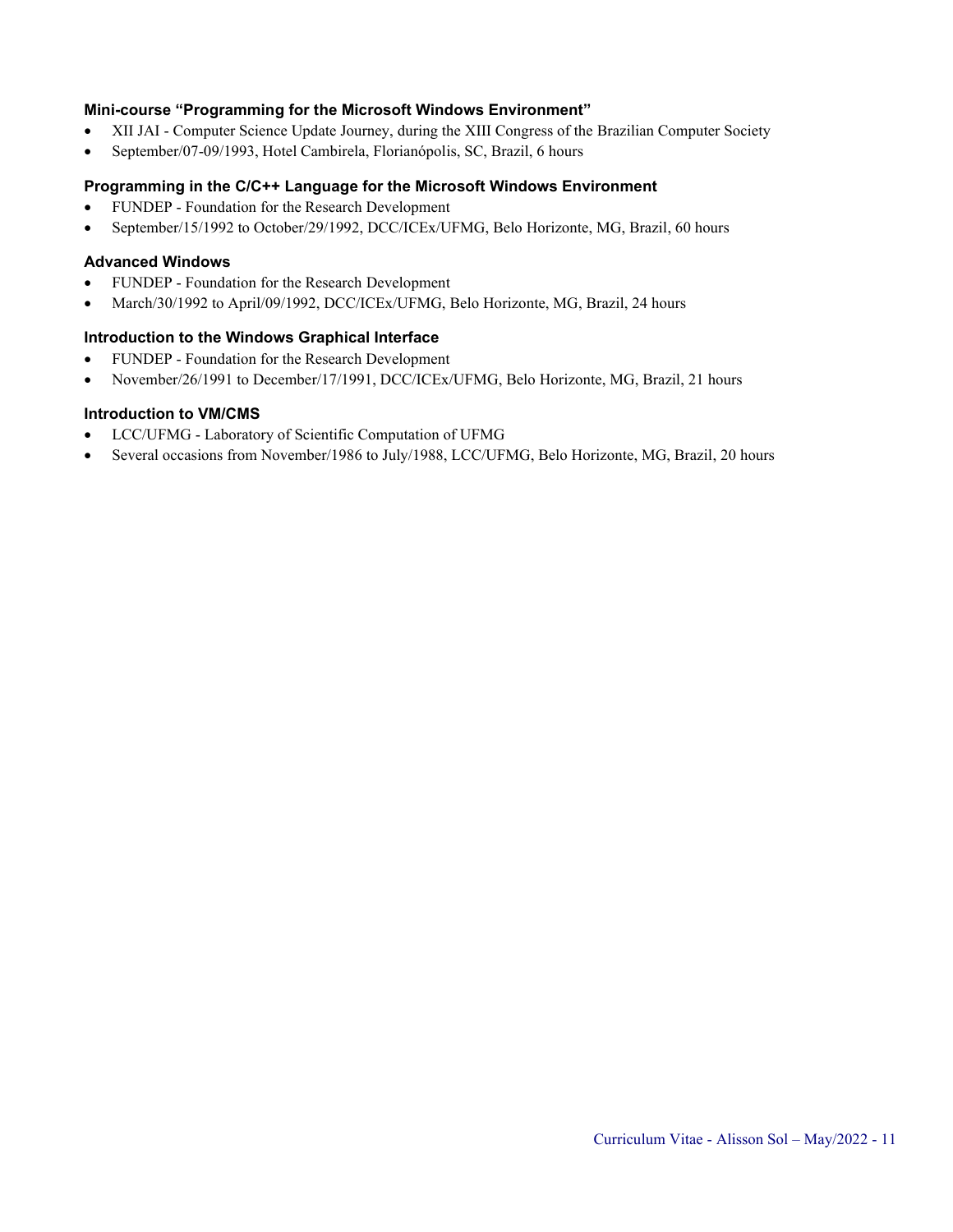### Mini-course “Programming for the Microsoft Windows Environment”

- XII JAI - Computer Science Update Journey, during the XIII Congress of the Brazilian Computer Society
- September/07-09/1993, Hotel Cambirela, Florianópolis, SC, Brazil, 6 hours

### Programming in the C/C++ Language for the Microsoft Windows Environment

- FUNDEP - Foundation for the Research Development
- September/15/1992 to October/29/1992, DCC/ICEx/UFMG, Belo Horizonte, MG, Brazil, 60 hours

### Advanced Windows

- FUNDEP - Foundation for the Research Development
- March/30/1992 to April/09/1992, DCC/ICEx/UFMG, Belo Horizonte, MG, Brazil, 24 hours

### Introduction to the Windows Graphical Interface

- FUNDEP - Foundation for the Research Development
- November/26/1991 to December/17/1991, DCC/ICEx/UFMG, Belo Horizonte, MG, Brazil, 21 hours

### Introduction to VM/CMS

- LCC/UFMG - Laboratory of Scientific Computation of UFMG
- Several occasions from November/1986 to July/1988, LCC/UFMG, Belo Horizonte, MG, Brazil, 20 hours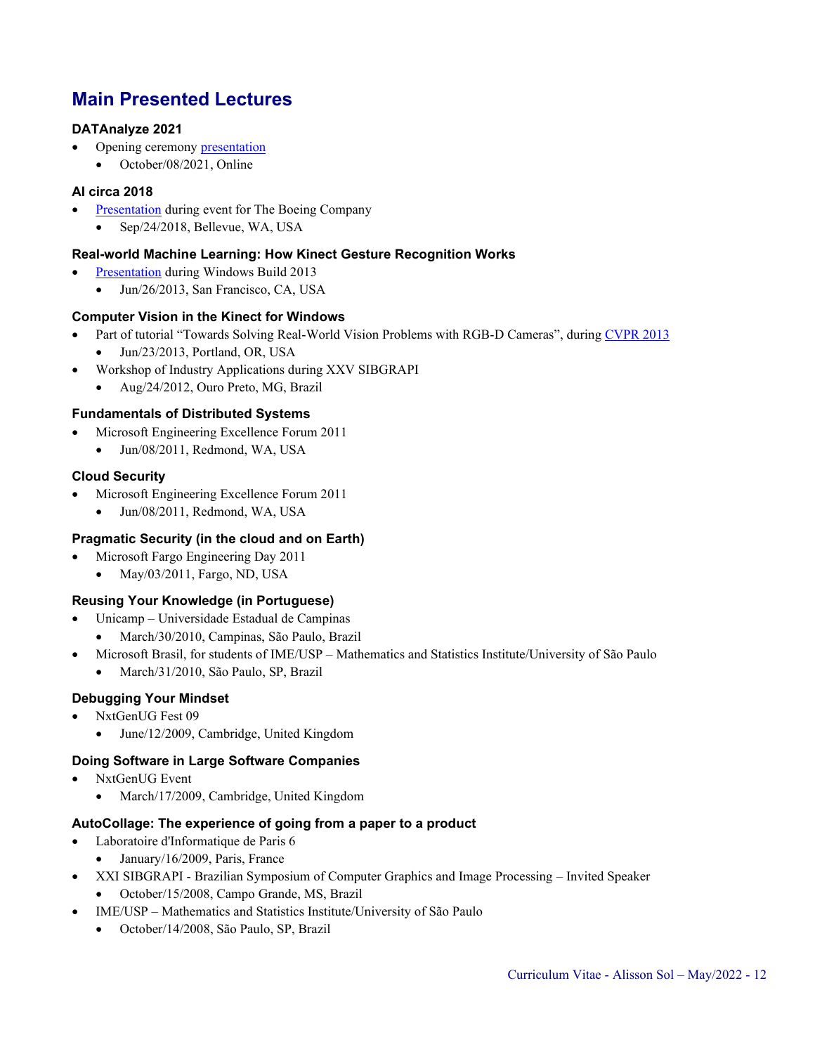## Main Presented Lectures

### DATAnalyze 2021

- Opening ceremony presentation
  - October/08/2021, Online

### AI circa 2018

- Presentation during event for The Boeing Company
  - Sep/24/2018, Bellevue, WA, USA

### Real-world Machine Learning: How Kinect Gesture Recognition Works

- Presentation during Windows Build 2013
  - Jun/26/2013, San Francisco, CA, USA

### Computer Vision in the Kinect for Windows

- Part of tutorial “Towards Solving Real-World Vision Problems with RGB-D Cameras”, during CVPR 2013
  - Jun/23/2013, Portland, OR, USA
- Workshop of Industry Applications during XXV SIBGRAPI
  - Aug/24/2012, Ouro Preto, MG, Brazil

### Fundamentals of Distributed Systems

- Microsoft Engineering Excellence Forum 2011
  - Jun/08/2011, Redmond, WA, USA

### Cloud Security

- Microsoft Engineering Excellence Forum 2011
  - Jun/08/2011, Redmond, WA, USA

### Pragmatic Security (in the cloud and on Earth)

- Microsoft Fargo Engineering Day 2011
  - May/03/2011, Fargo, ND, USA

### Reusing Your Knowledge (in Portuguese)

- Unicamp – Universidade Estadual de Campinas
  - March/30/2010, Campinas, São Paulo, Brazil
- Microsoft Brasil, for students of IME/USP – Mathematics and Statistics Institute/University of São Paulo
  - March/31/2010, São Paulo, SP, Brazil

### Debugging Your Mindset

- NxtGenUG Fest 09
  - June/12/2009, Cambridge, United Kingdom

### Doing Software in Large Software Companies

- NxtGenUG Event
  - March/17/2009, Cambridge, United Kingdom

### AutoCollage: The experience of going from a paper to a product

- Laboratoire d'Informatique de Paris 6
  - January/16/2009, Paris, France
- XXI SIBGRAPI - Brazilian Symposium of Computer Graphics and Image Processing – Invited Speaker
  - October/15/2008, Campo Grande, MS, Brazil
- IME/USP – Mathematics and Statistics Institute/University of São Paulo
  - October/14/2008, São Paulo, SP, Brazil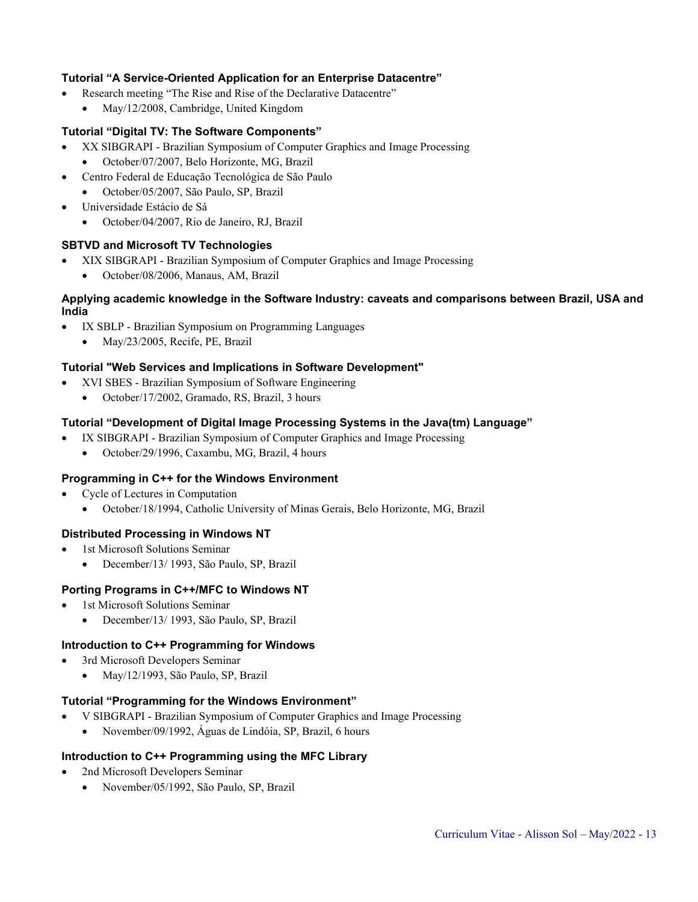**Tutorial “A Service-Oriented Application for an Enterprise Datacentre”**

- Research meeting “The Rise and Rise of the Declarative Datacentre”
  - May/12/2008, Cambridge, United Kingdom

**Tutorial “Digital TV: The Software Components”**

- XX SIBGRAPI - Brazilian Symposium of Computer Graphics and Image Processing
  - October/07/2007, Belo Horizonte, MG, Brazil
- Centro Federal de Educação Tecnológica de São Paulo
  - October/05/2007, São Paulo, SP, Brazil
- Universidade Estácio de Sá
  - October/04/2007, Rio de Janeiro, RJ, Brazil

**SBTVD and Microsoft TV Technologies**

- XIX SIBGRAPI - Brazilian Symposium of Computer Graphics and Image Processing
  - October/08/2006, Manaus, AM, Brazil

**Applying academic knowledge in the Software Industry: caveats and comparisons between Brazil, USA and India**

- IX SBLP - Brazilian Symposium on Programming Languages
  - May/23/2005, Recife, PE, Brazil

**Tutorial "Web Services and Implications in Software Development"**

- XVI SBES - Brazilian Symposium of Software Engineering
  - October/17/2002, Gramado, RS, Brazil, 3 hours

**Tutorial “Development of Digital Image Processing Systems in the Java(tm) Language”**

- IX SIBGRAPI - Brazilian Symposium of Computer Graphics and Image Processing
  - October/29/1996, Caxambu, MG, Brazil, 4 hours

**Programming in C++ for the Windows Environment**

- Cycle of Lectures in Computation
  - October/18/1994, Catholic University of Minas Gerais, Belo Horizonte, MG, Brazil

**Distributed Processing in Windows NT**

- 1st Microsoft Solutions Seminar
  - December/13/ 1993, São Paulo, SP, Brazil

**Porting Programs in C++/MFC to Windows NT**

- 1st Microsoft Solutions Seminar
  - December/13/ 1993, São Paulo, SP, Brazil

**Introduction to C++ Programming for Windows**

- 3rd Microsoft Developers Seminar
  - May/12/1993, São Paulo, SP, Brazil

**Tutorial “Programming for the Windows Environment”**

- V SIBGRAPI - Brazilian Symposium of Computer Graphics and Image Processing
  - November/09/1992, Águas de Lindóia, SP, Brazil, 6 hours

**Introduction to C++ Programming using the MFC Library**

- 2nd Microsoft Developers Seminar
  - November/05/1992, São Paulo, SP, Brazil